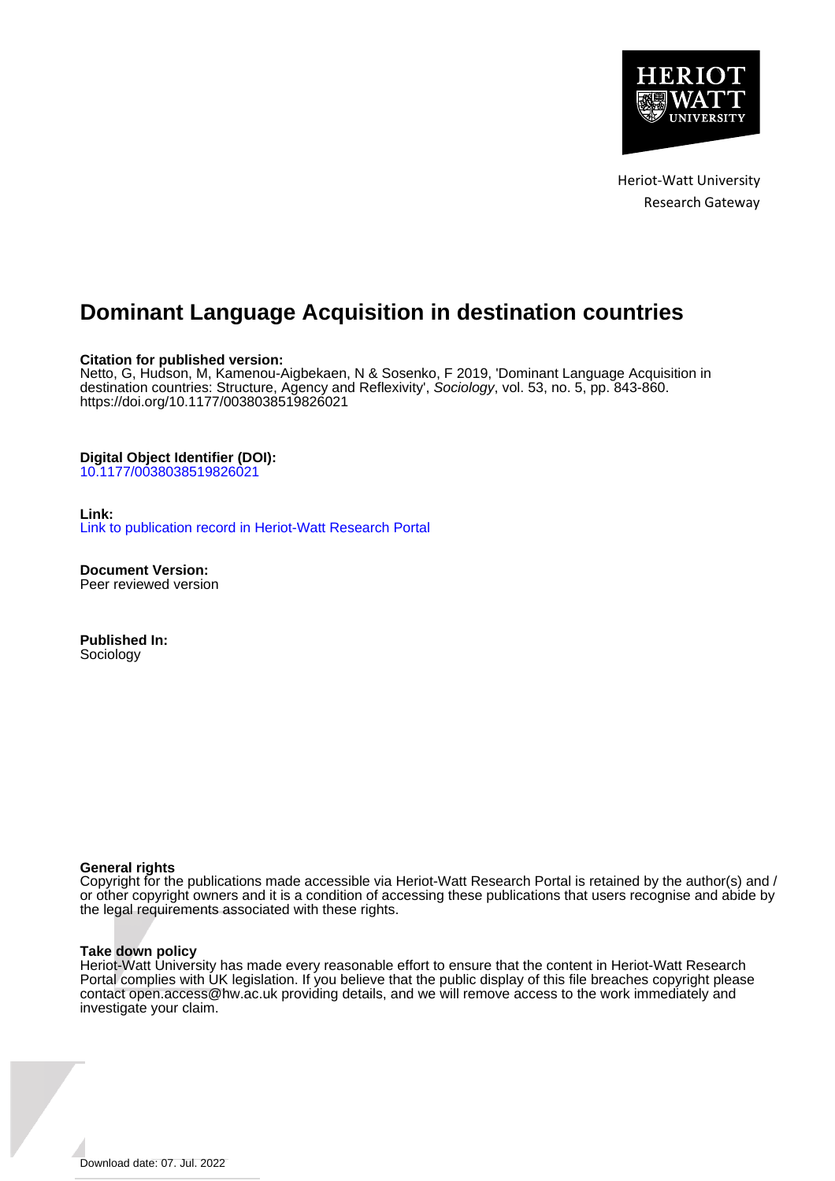Heriot-Watt University
Research Gateway

# Dominant Language Acquisition in destination countries

**Citation for published version:**
Netto, G, Hudson, M, Kamenou-Aigbekaen, N & Sosenko, F 2019, 'Dominant Language Acquisition in destination countries: Structure, Agency and Reflexivity', *Sociology*, vol. 53, no. 5, pp. 843-860. https://doi.org/10.1177/0038038519826021

**Digital Object Identifier (DOI):**
10.1177/0038038519826021

**Link:**
Link to publication record in Heriot-Watt Research Portal

**Document Version:**
Peer reviewed version

**Published In:**
Sociology

**General rights**
Copyright for the publications made accessible via Heriot-Watt Research Portal is retained by the author(s) and / or other copyright owners and it is a condition of accessing these publications that users recognise and abide by the legal requirements associated with these rights.

**Take down policy**
Heriot-Watt University has made every reasonable effort to ensure that the content in Heriot-Watt Research Portal complies with UK legislation. If you believe that the public display of this file breaches copyright please contact open.access@hw.ac.uk providing details, and we will remove access to the work immediately and investigate your claim.

Download date: 07. Jul. 2022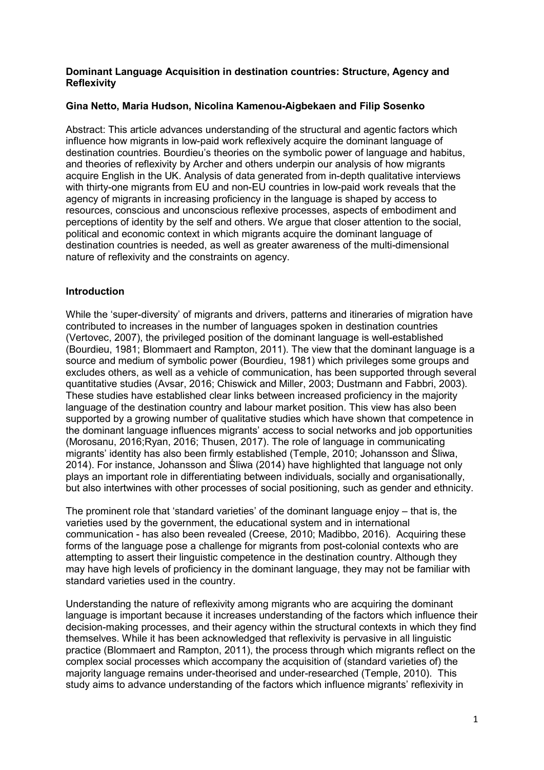**Dominant Language Acquisition in destination countries: Structure, Agency and Reflexivity**

**Gina Netto, Maria Hudson, Nicolina Kamenou-Aigbekaen and Filip Sosenko**

Abstract: This article advances understanding of the structural and agentic factors which influence how migrants in low-paid work reflexively acquire the dominant language of destination countries. Bourdieu's theories on the symbolic power of language and habitus, and theories of reflexivity by Archer and others underpin our analysis of how migrants acquire English in the UK. Analysis of data generated from in-depth qualitative interviews with thirty-one migrants from EU and non-EU countries in low-paid work reveals that the agency of migrants in increasing proficiency in the language is shaped by access to resources, conscious and unconscious reflexive processes, aspects of embodiment and perceptions of identity by the self and others. We argue that closer attention to the social, political and economic context in which migrants acquire the dominant language of destination countries is needed, as well as greater awareness of the multi-dimensional nature of reflexivity and the constraints on agency.

## Introduction

While the 'super-diversity' of migrants and drivers, patterns and itineraries of migration have contributed to increases in the number of languages spoken in destination countries (Vertovec, 2007), the privileged position of the dominant language is well-established (Bourdieu, 1981; Blommaert and Rampton, 2011). The view that the dominant language is a source and medium of symbolic power (Bourdieu, 1981) which privileges some groups and excludes others, as well as a vehicle of communication, has been supported through several quantitative studies (Avsar, 2016; Chiswick and Miller, 2003; Dustmann and Fabbri, 2003). These studies have established clear links between increased proficiency in the majority language of the destination country and labour market position. This view has also been supported by a growing number of qualitative studies which have shown that competence in the dominant language influences migrants' access to social networks and job opportunities (Morosanu, 2016;Ryan, 2016; Thusen, 2017). The role of language in communicating migrants' identity has also been firmly established (Temple, 2010; Johansson and Śliwa, 2014). For instance, Johansson and Śliwa (2014) have highlighted that language not only plays an important role in differentiating between individuals, socially and organisationally, but also intertwines with other processes of social positioning, such as gender and ethnicity.

The prominent role that 'standard varieties' of the dominant language enjoy – that is, the varieties used by the government, the educational system and in international communication - has also been revealed (Creese, 2010; Madibbo, 2016). Acquiring these forms of the language pose a challenge for migrants from post-colonial contexts who are attempting to assert their linguistic competence in the destination country. Although they may have high levels of proficiency in the dominant language, they may not be familiar with standard varieties used in the country.

Understanding the nature of reflexivity among migrants who are acquiring the dominant language is important because it increases understanding of the factors which influence their decision-making processes, and their agency within the structural contexts in which they find themselves. While it has been acknowledged that reflexivity is pervasive in all linguistic practice (Blommaert and Rampton, 2011), the process through which migrants reflect on the complex social processes which accompany the acquisition of (standard varieties of) the majority language remains under-theorised and under-researched (Temple, 2010). This study aims to advance understanding of the factors which influence migrants' reflexivity in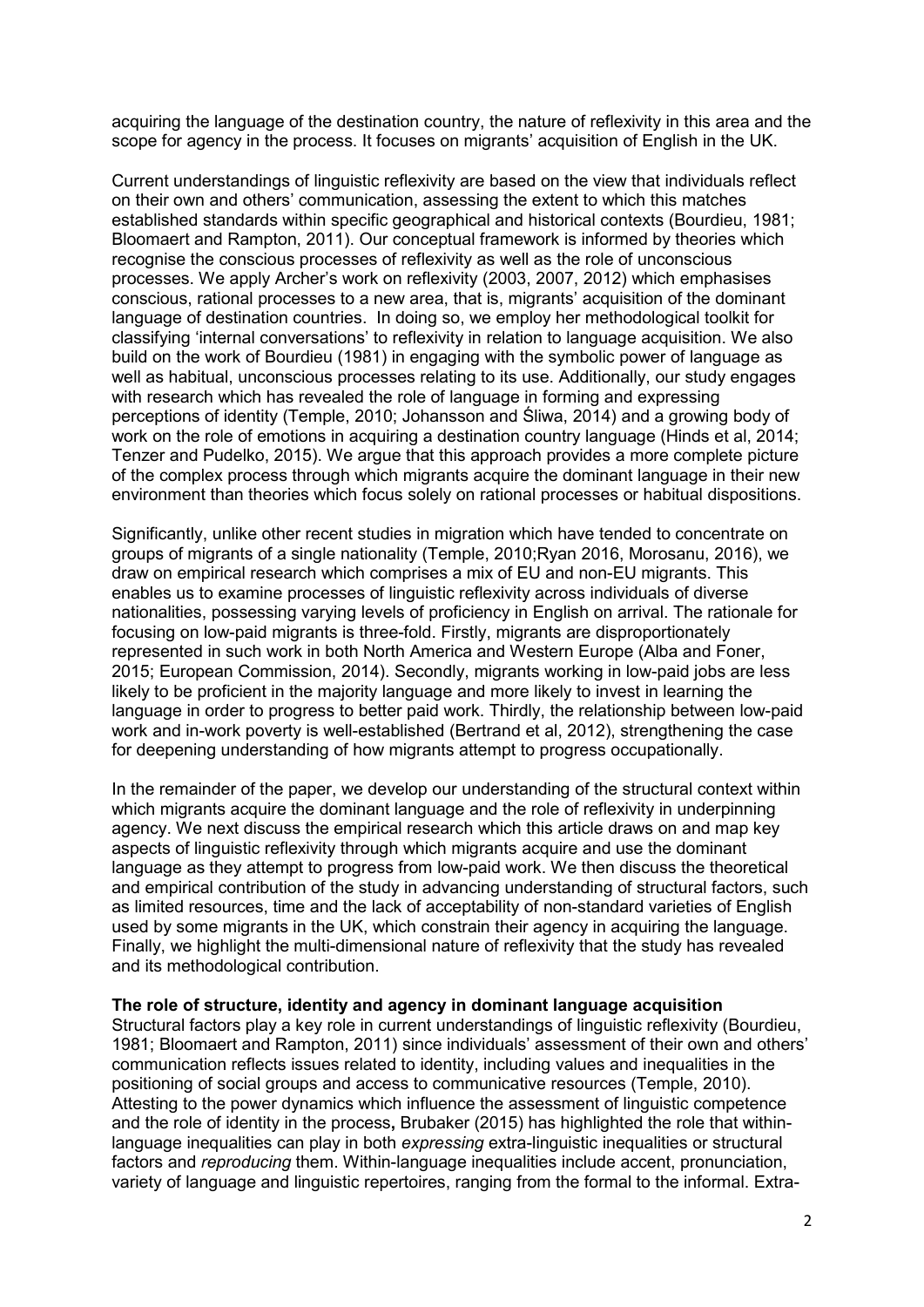acquiring the language of the destination country, the nature of reflexivity in this area and the scope for agency in the process. It focuses on migrants' acquisition of English in the UK.

Current understandings of linguistic reflexivity are based on the view that individuals reflect on their own and others' communication, assessing the extent to which this matches established standards within specific geographical and historical contexts (Bourdieu, 1981; Bloomaert and Rampton, 2011). Our conceptual framework is informed by theories which recognise the conscious processes of reflexivity as well as the role of unconscious processes. We apply Archer's work on reflexivity (2003, 2007, 2012) which emphasises conscious, rational processes to a new area, that is, migrants' acquisition of the dominant language of destination countries. In doing so, we employ her methodological toolkit for classifying 'internal conversations' to reflexivity in relation to language acquisition. We also build on the work of Bourdieu (1981) in engaging with the symbolic power of language as well as habitual, unconscious processes relating to its use. Additionally, our study engages with research which has revealed the role of language in forming and expressing perceptions of identity (Temple, 2010; Johansson and Śliwa, 2014) and a growing body of work on the role of emotions in acquiring a destination country language (Hinds et al, 2014; Tenzer and Pudelko, 2015). We argue that this approach provides a more complete picture of the complex process through which migrants acquire the dominant language in their new environment than theories which focus solely on rational processes or habitual dispositions.

Significantly, unlike other recent studies in migration which have tended to concentrate on groups of migrants of a single nationality (Temple, 2010;Ryan 2016, Morosanu, 2016), we draw on empirical research which comprises a mix of EU and non-EU migrants. This enables us to examine processes of linguistic reflexivity across individuals of diverse nationalities, possessing varying levels of proficiency in English on arrival. The rationale for focusing on low-paid migrants is three-fold. Firstly, migrants are disproportionately represented in such work in both North America and Western Europe (Alba and Foner, 2015; European Commission, 2014). Secondly, migrants working in low-paid jobs are less likely to be proficient in the majority language and more likely to invest in learning the language in order to progress to better paid work. Thirdly, the relationship between low-paid work and in-work poverty is well-established (Bertrand et al, 2012), strengthening the case for deepening understanding of how migrants attempt to progress occupationally.

In the remainder of the paper, we develop our understanding of the structural context within which migrants acquire the dominant language and the role of reflexivity in underpinning agency. We next discuss the empirical research which this article draws on and map key aspects of linguistic reflexivity through which migrants acquire and use the dominant language as they attempt to progress from low-paid work. We then discuss the theoretical and empirical contribution of the study in advancing understanding of structural factors, such as limited resources, time and the lack of acceptability of non-standard varieties of English used by some migrants in the UK, which constrain their agency in acquiring the language. Finally, we highlight the multi-dimensional nature of reflexivity that the study has revealed and its methodological contribution.

## The role of structure, identity and agency in dominant language acquisition

Structural factors play a key role in current understandings of linguistic reflexivity (Bourdieu, 1981; Bloomaert and Rampton, 2011) since individuals' assessment of their own and others' communication reflects issues related to identity, including values and inequalities in the positioning of social groups and access to communicative resources (Temple, 2010). Attesting to the power dynamics which influence the assessment of linguistic competence and the role of identity in the process**,** Brubaker (2015) has highlighted the role that within-language inequalities can play in both *expressing* extra-linguistic inequalities or structural factors and *reproducing* them. Within-language inequalities include accent, pronunciation, variety of language and linguistic repertoires, ranging from the formal to the informal. Extra-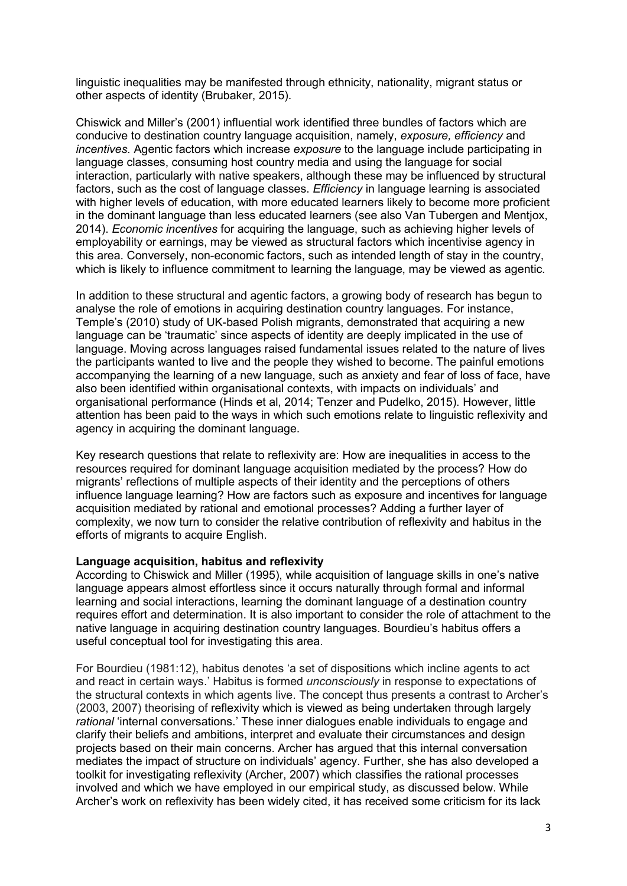linguistic inequalities may be manifested through ethnicity, nationality, migrant status or other aspects of identity (Brubaker, 2015).

Chiswick and Miller's (2001) influential work identified three bundles of factors which are conducive to destination country language acquisition, namely, *exposure, efficiency* and *incentives*. Agentic factors which increase *exposure* to the language include participating in language classes, consuming host country media and using the language for social interaction, particularly with native speakers, although these may be influenced by structural factors, such as the cost of language classes. *Efficiency* in language learning is associated with higher levels of education, with more educated learners likely to become more proficient in the dominant language than less educated learners (see also Van Tubergen and Mentjox, 2014). *Economic incentives* for acquiring the language, such as achieving higher levels of employability or earnings, may be viewed as structural factors which incentivise agency in this area. Conversely, non-economic factors, such as intended length of stay in the country, which is likely to influence commitment to learning the language, may be viewed as agentic.

In addition to these structural and agentic factors, a growing body of research has begun to analyse the role of emotions in acquiring destination country languages. For instance, Temple's (2010) study of UK-based Polish migrants, demonstrated that acquiring a new language can be 'traumatic' since aspects of identity are deeply implicated in the use of language. Moving across languages raised fundamental issues related to the nature of lives the participants wanted to live and the people they wished to become. The painful emotions accompanying the learning of a new language, such as anxiety and fear of loss of face, have also been identified within organisational contexts, with impacts on individuals' and organisational performance (Hinds et al, 2014; Tenzer and Pudelko, 2015). However, little attention has been paid to the ways in which such emotions relate to linguistic reflexivity and agency in acquiring the dominant language.

Key research questions that relate to reflexivity are: How are inequalities in access to the resources required for dominant language acquisition mediated by the process? How do migrants' reflections of multiple aspects of their identity and the perceptions of others influence language learning? How are factors such as exposure and incentives for language acquisition mediated by rational and emotional processes? Adding a further layer of complexity, we now turn to consider the relative contribution of reflexivity and habitus in the efforts of migrants to acquire English.

**Language acquisition, habitus and reflexivity**

According to Chiswick and Miller (1995), while acquisition of language skills in one's native language appears almost effortless since it occurs naturally through formal and informal learning and social interactions, learning the dominant language of a destination country requires effort and determination. It is also important to consider the role of attachment to the native language in acquiring destination country languages. Bourdieu's habitus offers a useful conceptual tool for investigating this area.

For Bourdieu (1981:12), habitus denotes 'a set of dispositions which incline agents to act and react in certain ways.' Habitus is formed *unconsciously* in response to expectations of the structural contexts in which agents live. The concept thus presents a contrast to Archer's (2003, 2007) theorising of reflexivity which is viewed as being undertaken through largely *rational* 'internal conversations.' These inner dialogues enable individuals to engage and clarify their beliefs and ambitions, interpret and evaluate their circumstances and design projects based on their main concerns. Archer has argued that this internal conversation mediates the impact of structure on individuals' agency. Further, she has also developed a toolkit for investigating reflexivity (Archer, 2007) which classifies the rational processes involved and which we have employed in our empirical study, as discussed below. While Archer's work on reflexivity has been widely cited, it has received some criticism for its lack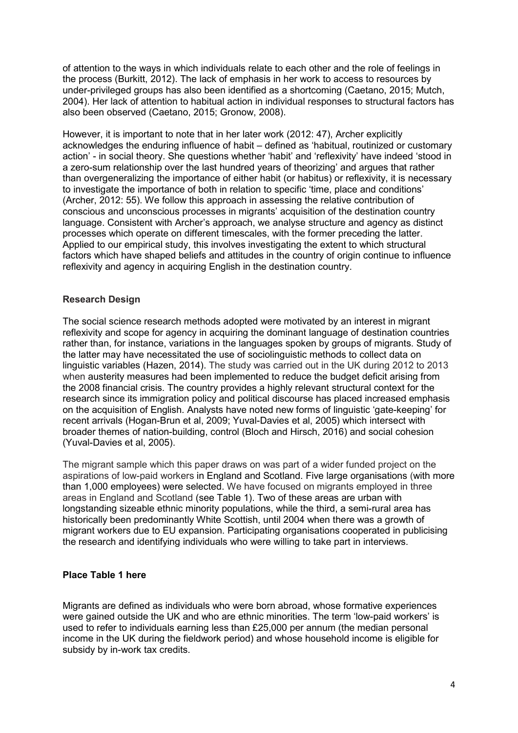of attention to the ways in which individuals relate to each other and the role of feelings in the process (Burkitt, 2012). The lack of emphasis in her work to access to resources by under-privileged groups has also been identified as a shortcoming (Caetano, 2015; Mutch, 2004). Her lack of attention to habitual action in individual responses to structural factors has also been observed (Caetano, 2015; Gronow, 2008).

However, it is important to note that in her later work (2012: 47), Archer explicitly acknowledges the enduring influence of habit – defined as 'habitual, routinized or customary action' - in social theory. She questions whether 'habit' and 'reflexivity' have indeed 'stood in a zero-sum relationship over the last hundred years of theorizing' and argues that rather than overgeneralizing the importance of either habit (or habitus) or reflexivity, it is necessary to investigate the importance of both in relation to specific 'time, place and conditions' (Archer, 2012: 55). We follow this approach in assessing the relative contribution of conscious and unconscious processes in migrants' acquisition of the destination country language. Consistent with Archer's approach, we analyse structure and agency as distinct processes which operate on different timescales, with the former preceding the latter. Applied to our empirical study, this involves investigating the extent to which structural factors which have shaped beliefs and attitudes in the country of origin continue to influence reflexivity and agency in acquiring English in the destination country.

## Research Design

The social science research methods adopted were motivated by an interest in migrant reflexivity and scope for agency in acquiring the dominant language of destination countries rather than, for instance, variations in the languages spoken by groups of migrants. Study of the latter may have necessitated the use of sociolinguistic methods to collect data on linguistic variables (Hazen, 2014). The study was carried out in the UK during 2012 to 2013 when austerity measures had been implemented to reduce the budget deficit arising from the 2008 financial crisis. The country provides a highly relevant structural context for the research since its immigration policy and political discourse has placed increased emphasis on the acquisition of English. Analysts have noted new forms of linguistic 'gate-keeping' for recent arrivals (Hogan-Brun et al, 2009; Yuval-Davies et al, 2005) which intersect with broader themes of nation-building, control (Bloch and Hirsch, 2016) and social cohesion (Yuval-Davies et al, 2005).

The migrant sample which this paper draws on was part of a wider funded project on the aspirations of low-paid workers in England and Scotland. Five large organisations (with more than 1,000 employees) were selected. We have focused on migrants employed in three areas in England and Scotland (see Table 1). Two of these areas are urban with longstanding sizeable ethnic minority populations, while the third, a semi-rural area has historically been predominantly White Scottish, until 2004 when there was a growth of migrant workers due to EU expansion. Participating organisations cooperated in publicising the research and identifying individuals who were willing to take part in interviews.

**Place Table 1 here**

Migrants are defined as individuals who were born abroad, whose formative experiences were gained outside the UK and who are ethnic minorities. The term 'low-paid workers' is used to refer to individuals earning less than £25,000 per annum (the median personal income in the UK during the fieldwork period) and whose household income is eligible for subsidy by in-work tax credits.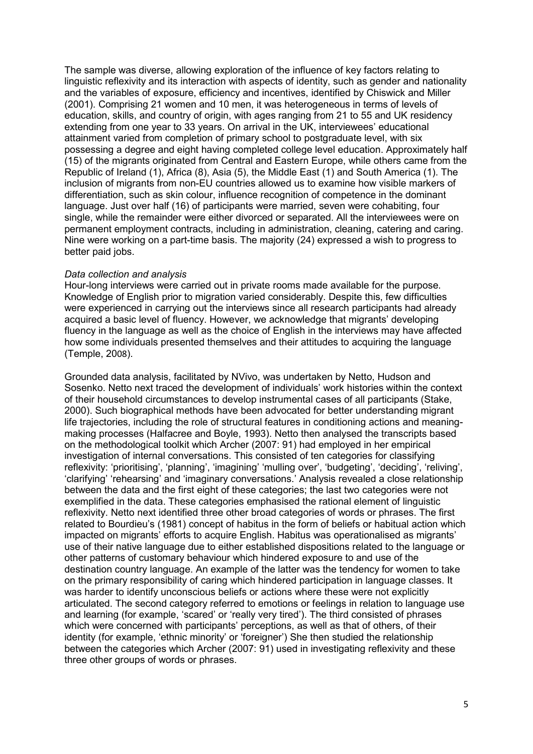The sample was diverse, allowing exploration of the influence of key factors relating to linguistic reflexivity and its interaction with aspects of identity, such as gender and nationality and the variables of exposure, efficiency and incentives, identified by Chiswick and Miller (2001). Comprising 21 women and 10 men, it was heterogeneous in terms of levels of education, skills, and country of origin, with ages ranging from 21 to 55 and UK residency extending from one year to 33 years. On arrival in the UK, interviewees' educational attainment varied from completion of primary school to postgraduate level, with six possessing a degree and eight having completed college level education. Approximately half (15) of the migrants originated from Central and Eastern Europe, while others came from the Republic of Ireland (1), Africa (8), Asia (5), the Middle East (1) and South America (1). The inclusion of migrants from non-EU countries allowed us to examine how visible markers of differentiation, such as skin colour, influence recognition of competence in the dominant language. Just over half (16) of participants were married, seven were cohabiting, four single, while the remainder were either divorced or separated. All the interviewees were on permanent employment contracts, including in administration, cleaning, catering and caring. Nine were working on a part-time basis. The majority (24) expressed a wish to progress to better paid jobs.

*Data collection and analysis*

Hour-long interviews were carried out in private rooms made available for the purpose. Knowledge of English prior to migration varied considerably. Despite this, few difficulties were experienced in carrying out the interviews since all research participants had already acquired a basic level of fluency. However, we acknowledge that migrants' developing fluency in the language as well as the choice of English in the interviews may have affected how some individuals presented themselves and their attitudes to acquiring the language (Temple, 2008).

Grounded data analysis, facilitated by NVivo, was undertaken by Netto, Hudson and Sosenko. Netto next traced the development of individuals' work histories within the context of their household circumstances to develop instrumental cases of all participants (Stake, 2000). Such biographical methods have been advocated for better understanding migrant life trajectories, including the role of structural features in conditioning actions and meaning-making processes (Halfacree and Boyle, 1993). Netto then analysed the transcripts based on the methodological toolkit which Archer (2007: 91) had employed in her empirical investigation of internal conversations. This consisted of ten categories for classifying reflexivity: 'prioritising', 'planning', 'imagining' 'mulling over', 'budgeting', 'deciding', 'reliving', 'clarifying' 'rehearsing' and 'imaginary conversations.' Analysis revealed a close relationship between the data and the first eight of these categories; the last two categories were not exemplified in the data. These categories emphasised the rational element of linguistic reflexivity. Netto next identified three other broad categories of words or phrases. The first related to Bourdieu's (1981) concept of habitus in the form of beliefs or habitual action which impacted on migrants' efforts to acquire English. Habitus was operationalised as migrants' use of their native language due to either established dispositions related to the language or other patterns of customary behaviour which hindered exposure to and use of the destination country language. An example of the latter was the tendency for women to take on the primary responsibility of caring which hindered participation in language classes. It was harder to identify unconscious beliefs or actions where these were not explicitly articulated. The second category referred to emotions or feelings in relation to language use and learning (for example, 'scared' or 'really very tired'). The third consisted of phrases which were concerned with participants' perceptions, as well as that of others, of their identity (for example, 'ethnic minority' or 'foreigner') She then studied the relationship between the categories which Archer (2007: 91) used in investigating reflexivity and these three other groups of words or phrases.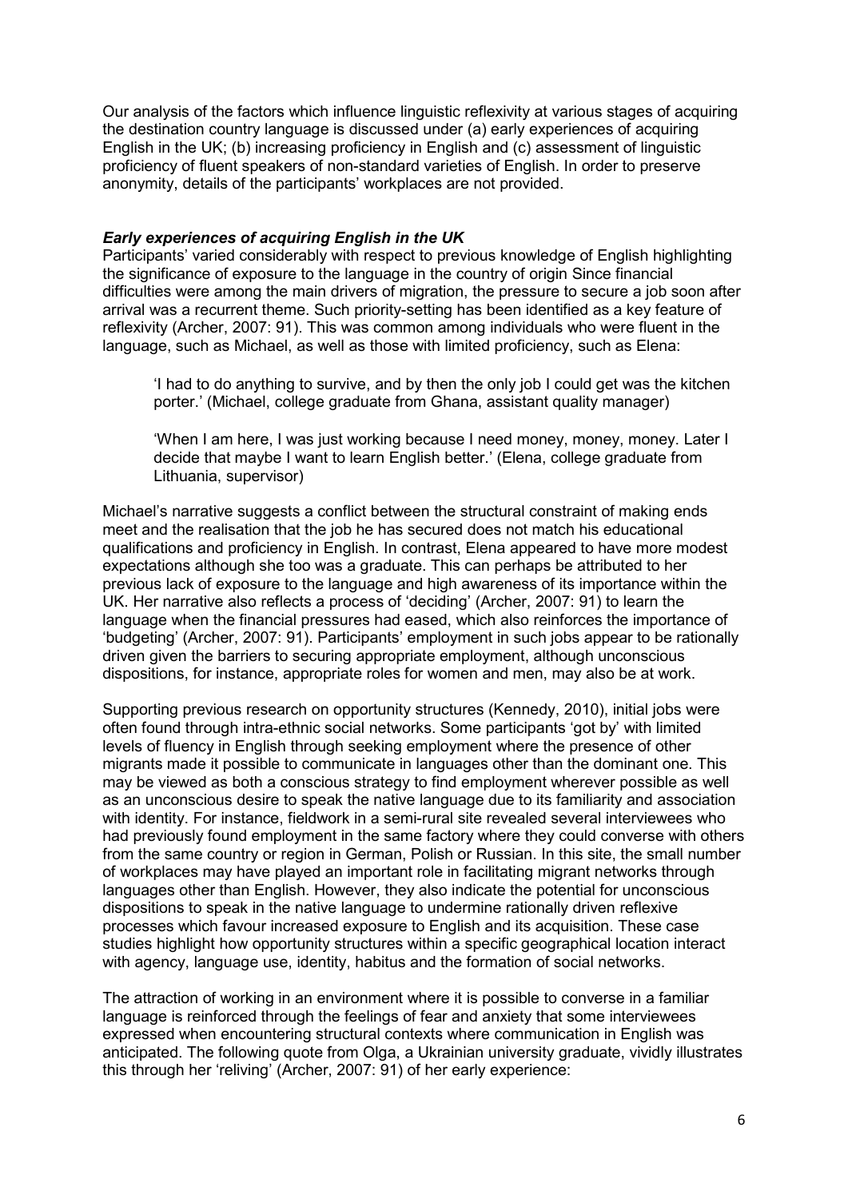Our analysis of the factors which influence linguistic reflexivity at various stages of acquiring the destination country language is discussed under (a) early experiences of acquiring English in the UK; (b) increasing proficiency in English and (c) assessment of linguistic proficiency of fluent speakers of non-standard varieties of English. In order to preserve anonymity, details of the participants' workplaces are not provided.

### *Early experiences of acquiring English in the UK*

Participants' varied considerably with respect to previous knowledge of English highlighting the significance of exposure to the language in the country of origin Since financial difficulties were among the main drivers of migration, the pressure to secure a job soon after arrival was a recurrent theme. Such priority-setting has been identified as a key feature of reflexivity (Archer, 2007: 91). This was common among individuals who were fluent in the language, such as Michael, as well as those with limited proficiency, such as Elena:

> 'I had to do anything to survive, and by then the only job I could get was the kitchen porter.' (Michael, college graduate from Ghana, assistant quality manager)

> 'When I am here, I was just working because I need money, money, money. Later I decide that maybe I want to learn English better.' (Elena, college graduate from Lithuania, supervisor)

Michael's narrative suggests a conflict between the structural constraint of making ends meet and the realisation that the job he has secured does not match his educational qualifications and proficiency in English. In contrast, Elena appeared to have more modest expectations although she too was a graduate. This can perhaps be attributed to her previous lack of exposure to the language and high awareness of its importance within the UK. Her narrative also reflects a process of 'deciding' (Archer, 2007: 91) to learn the language when the financial pressures had eased, which also reinforces the importance of 'budgeting' (Archer, 2007: 91). Participants' employment in such jobs appear to be rationally driven given the barriers to securing appropriate employment, although unconscious dispositions, for instance, appropriate roles for women and men, may also be at work.

Supporting previous research on opportunity structures (Kennedy, 2010), initial jobs were often found through intra-ethnic social networks. Some participants 'got by' with limited levels of fluency in English through seeking employment where the presence of other migrants made it possible to communicate in languages other than the dominant one. This may be viewed as both a conscious strategy to find employment wherever possible as well as an unconscious desire to speak the native language due to its familiarity and association with identity. For instance, fieldwork in a semi-rural site revealed several interviewees who had previously found employment in the same factory where they could converse with others from the same country or region in German, Polish or Russian. In this site, the small number of workplaces may have played an important role in facilitating migrant networks through languages other than English. However, they also indicate the potential for unconscious dispositions to speak in the native language to undermine rationally driven reflexive processes which favour increased exposure to English and its acquisition. These case studies highlight how opportunity structures within a specific geographical location interact with agency, language use, identity, habitus and the formation of social networks.

The attraction of working in an environment where it is possible to converse in a familiar language is reinforced through the feelings of fear and anxiety that some interviewees expressed when encountering structural contexts where communication in English was anticipated. The following quote from Olga, a Ukrainian university graduate, vividly illustrates this through her 'reliving' (Archer, 2007: 91) of her early experience: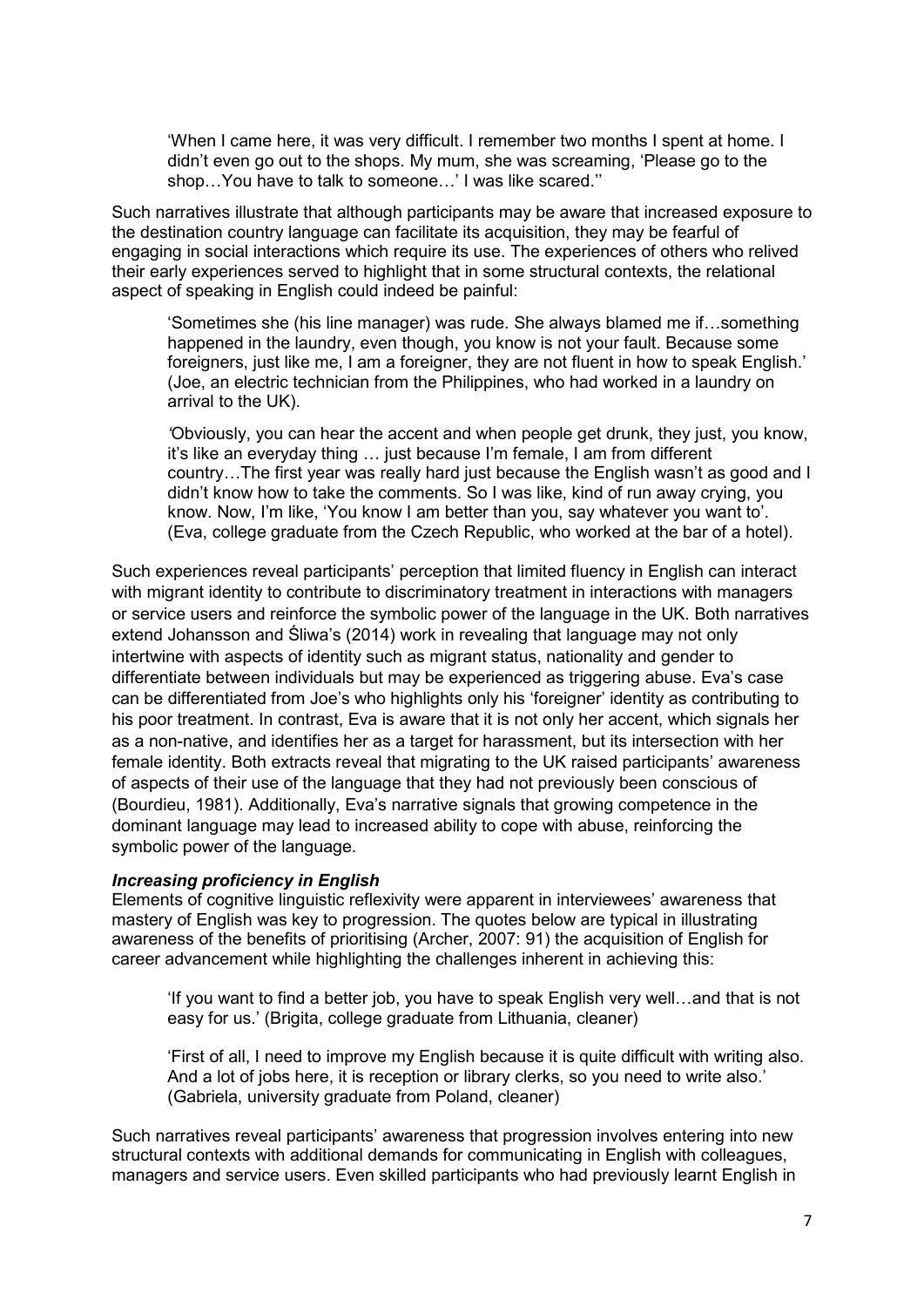> 'When I came here, it was very difficult. I remember two months I spent at home. I didn't even go out to the shops. My mum, she was screaming, 'Please go to the shop…You have to talk to someone…' I was like scared.''

Such narratives illustrate that although participants may be aware that increased exposure to the destination country language can facilitate its acquisition, they may be fearful of engaging in social interactions which require its use. The experiences of others who relived their early experiences served to highlight that in some structural contexts, the relational aspect of speaking in English could indeed be painful:

> 'Sometimes she (his line manager) was rude. She always blamed me if…something happened in the laundry, even though, you know is not your fault. Because some foreigners, just like me, I am a foreigner, they are not fluent in how to speak English.' (Joe, an electric technician from the Philippines, who had worked in a laundry on arrival to the UK).

> 'Obviously, you can hear the accent and when people get drunk, they just, you know, it's like an everyday thing … just because I'm female, I am from different country…The first year was really hard just because the English wasn't as good and I didn't know how to take the comments. So I was like, kind of run away crying, you know. Now, I'm like, 'You know I am better than you, say whatever you want to'. (Eva, college graduate from the Czech Republic, who worked at the bar of a hotel).

Such experiences reveal participants' perception that limited fluency in English can interact with migrant identity to contribute to discriminatory treatment in interactions with managers or service users and reinforce the symbolic power of the language in the UK. Both narratives extend Johansson and Śliwa's (2014) work in revealing that language may not only intertwine with aspects of identity such as migrant status, nationality and gender to differentiate between individuals but may be experienced as triggering abuse. Eva's case can be differentiated from Joe's who highlights only his 'foreigner' identity as contributing to his poor treatment. In contrast, Eva is aware that it is not only her accent, which signals her as a non-native, and identifies her as a target for harassment, but its intersection with her female identity. Both extracts reveal that migrating to the UK raised participants' awareness of aspects of their use of the language that they had not previously been conscious of (Bourdieu, 1981). Additionally, Eva's narrative signals that growing competence in the dominant language may lead to increased ability to cope with abuse, reinforcing the symbolic power of the language.

### *Increasing proficiency in English*

Elements of cognitive linguistic reflexivity were apparent in interviewees' awareness that mastery of English was key to progression. The quotes below are typical in illustrating awareness of the benefits of prioritising (Archer, 2007: 91) the acquisition of English for career advancement while highlighting the challenges inherent in achieving this:

> 'If you want to find a better job, you have to speak English very well…and that is not easy for us.' (Brigita, college graduate from Lithuania, cleaner)

> 'First of all, I need to improve my English because it is quite difficult with writing also. And a lot of jobs here, it is reception or library clerks, so you need to write also.' (Gabriela, university graduate from Poland, cleaner)

Such narratives reveal participants' awareness that progression involves entering into new structural contexts with additional demands for communicating in English with colleagues, managers and service users. Even skilled participants who had previously learnt English in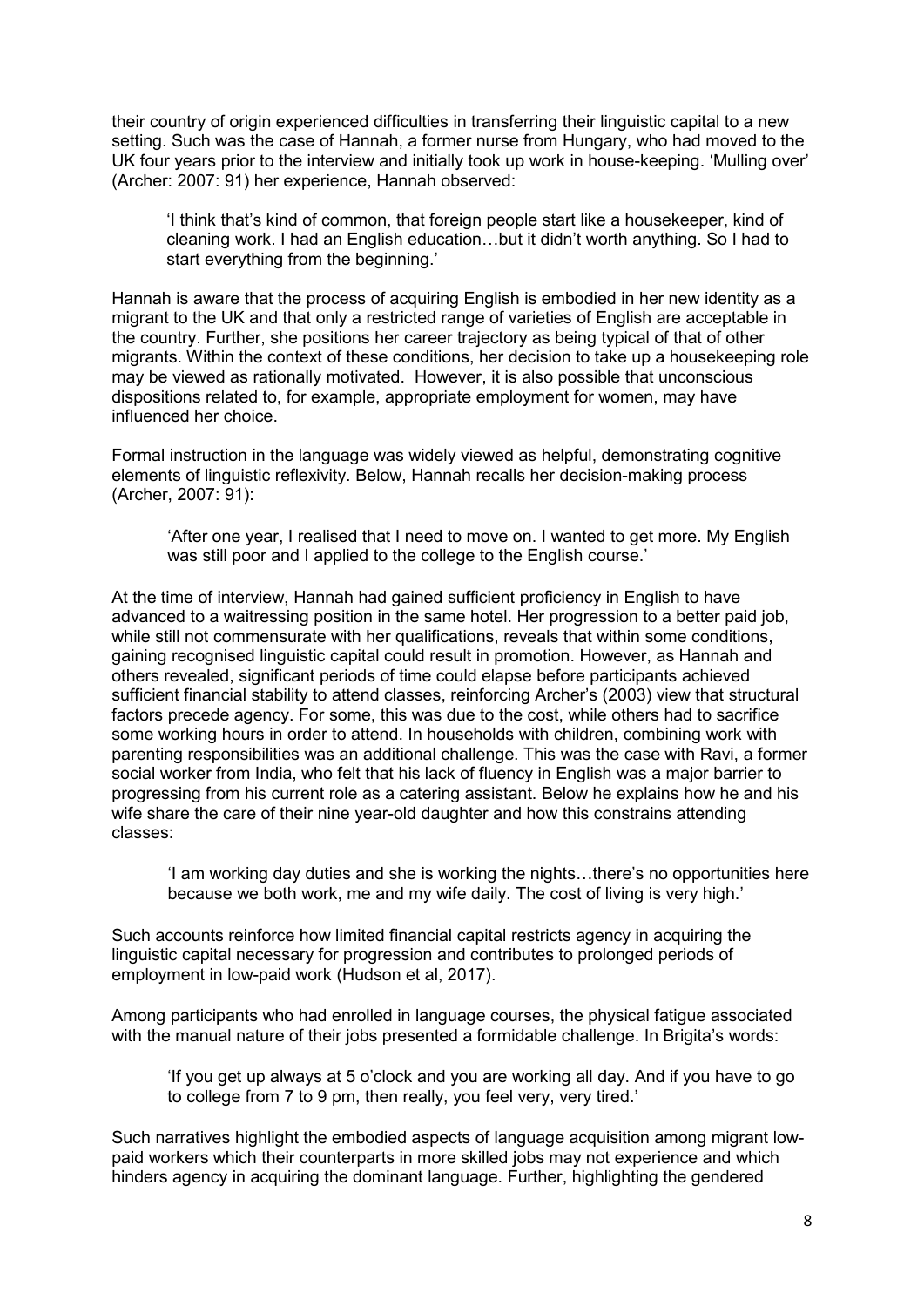their country of origin experienced difficulties in transferring their linguistic capital to a new setting. Such was the case of Hannah, a former nurse from Hungary, who had moved to the UK four years prior to the interview and initially took up work in house-keeping. 'Mulling over' (Archer: 2007: 91) her experience, Hannah observed:

> 'I think that's kind of common, that foreign people start like a housekeeper, kind of cleaning work. I had an English education…but it didn't worth anything. So I had to start everything from the beginning.'

Hannah is aware that the process of acquiring English is embodied in her new identity as a migrant to the UK and that only a restricted range of varieties of English are acceptable in the country. Further, she positions her career trajectory as being typical of that of other migrants. Within the context of these conditions, her decision to take up a housekeeping role may be viewed as rationally motivated. However, it is also possible that unconscious dispositions related to, for example, appropriate employment for women, may have influenced her choice.

Formal instruction in the language was widely viewed as helpful, demonstrating cognitive elements of linguistic reflexivity. Below, Hannah recalls her decision-making process (Archer, 2007: 91):

> 'After one year, I realised that I need to move on. I wanted to get more. My English was still poor and I applied to the college to the English course.'

At the time of interview, Hannah had gained sufficient proficiency in English to have advanced to a waitressing position in the same hotel. Her progression to a better paid job, while still not commensurate with her qualifications, reveals that within some conditions, gaining recognised linguistic capital could result in promotion. However, as Hannah and others revealed, significant periods of time could elapse before participants achieved sufficient financial stability to attend classes, reinforcing Archer's (2003) view that structural factors precede agency. For some, this was due to the cost, while others had to sacrifice some working hours in order to attend. In households with children, combining work with parenting responsibilities was an additional challenge. This was the case with Ravi, a former social worker from India, who felt that his lack of fluency in English was a major barrier to progressing from his current role as a catering assistant. Below he explains how he and his wife share the care of their nine year-old daughter and how this constrains attending classes:

> 'I am working day duties and she is working the nights…there's no opportunities here because we both work, me and my wife daily. The cost of living is very high.'

Such accounts reinforce how limited financial capital restricts agency in acquiring the linguistic capital necessary for progression and contributes to prolonged periods of employment in low-paid work (Hudson et al, 2017).

Among participants who had enrolled in language courses, the physical fatigue associated with the manual nature of their jobs presented a formidable challenge. In Brigita's words:

> 'If you get up always at 5 o'clock and you are working all day. And if you have to go to college from 7 to 9 pm, then really, you feel very, very tired.'

Such narratives highlight the embodied aspects of language acquisition among migrant low-paid workers which their counterparts in more skilled jobs may not experience and which hinders agency in acquiring the dominant language. Further, highlighting the gendered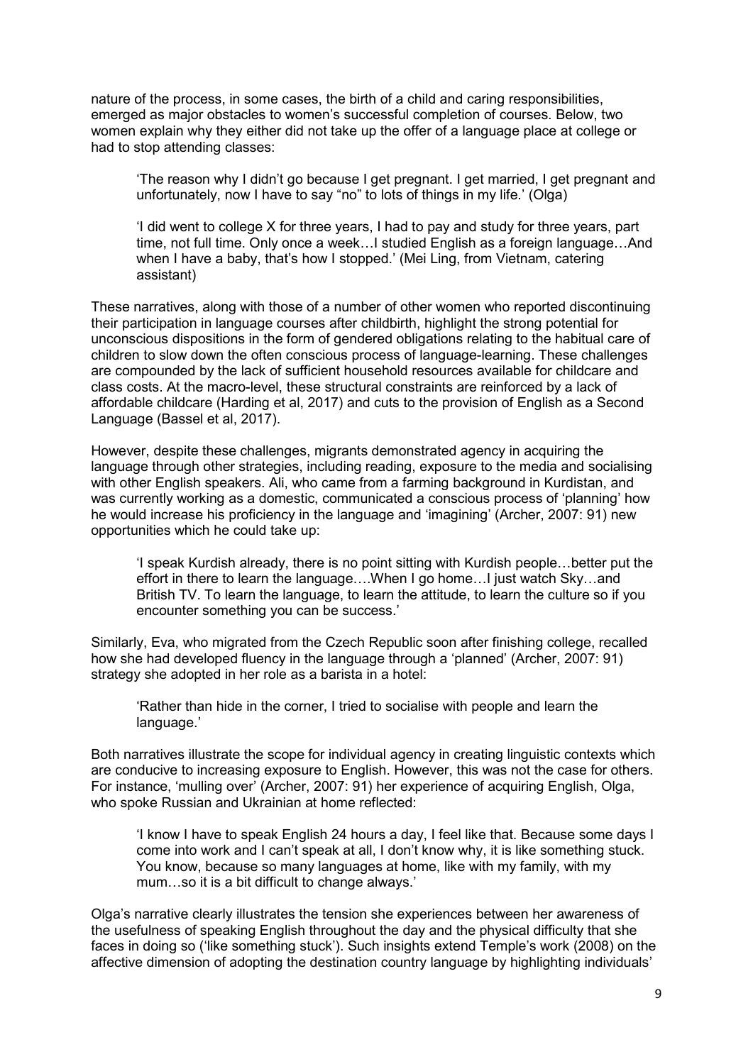nature of the process, in some cases, the birth of a child and caring responsibilities, emerged as major obstacles to women's successful completion of courses. Below, two women explain why they either did not take up the offer of a language place at college or had to stop attending classes:

> 'The reason why I didn't go because I get pregnant. I get married, I get pregnant and unfortunately, now I have to say "no" to lots of things in my life.' (Olga)

> 'I did went to college X for three years, I had to pay and study for three years, part time, not full time. Only once a week…I studied English as a foreign language…And when I have a baby, that's how I stopped.' (Mei Ling, from Vietnam, catering assistant)

These narratives, along with those of a number of other women who reported discontinuing their participation in language courses after childbirth, highlight the strong potential for unconscious dispositions in the form of gendered obligations relating to the habitual care of children to slow down the often conscious process of language-learning. These challenges are compounded by the lack of sufficient household resources available for childcare and class costs. At the macro-level, these structural constraints are reinforced by a lack of affordable childcare (Harding et al, 2017) and cuts to the provision of English as a Second Language (Bassel et al, 2017).

However, despite these challenges, migrants demonstrated agency in acquiring the language through other strategies, including reading, exposure to the media and socialising with other English speakers. Ali, who came from a farming background in Kurdistan, and was currently working as a domestic, communicated a conscious process of 'planning' how he would increase his proficiency in the language and 'imagining' (Archer, 2007: 91) new opportunities which he could take up:

> 'I speak Kurdish already, there is no point sitting with Kurdish people…better put the effort in there to learn the language….When I go home…I just watch Sky…and British TV. To learn the language, to learn the attitude, to learn the culture so if you encounter something you can be success.'

Similarly, Eva, who migrated from the Czech Republic soon after finishing college, recalled how she had developed fluency in the language through a 'planned' (Archer, 2007: 91) strategy she adopted in her role as a barista in a hotel:

> 'Rather than hide in the corner, I tried to socialise with people and learn the language.'

Both narratives illustrate the scope for individual agency in creating linguistic contexts which are conducive to increasing exposure to English. However, this was not the case for others. For instance, 'mulling over' (Archer, 2007: 91) her experience of acquiring English, Olga, who spoke Russian and Ukrainian at home reflected:

> 'I know I have to speak English 24 hours a day, I feel like that. Because some days I come into work and I can't speak at all, I don't know why, it is like something stuck. You know, because so many languages at home, like with my family, with my mum…so it is a bit difficult to change always.'

Olga's narrative clearly illustrates the tension she experiences between her awareness of the usefulness of speaking English throughout the day and the physical difficulty that she faces in doing so ('like something stuck'). Such insights extend Temple's work (2008) on the affective dimension of adopting the destination country language by highlighting individuals'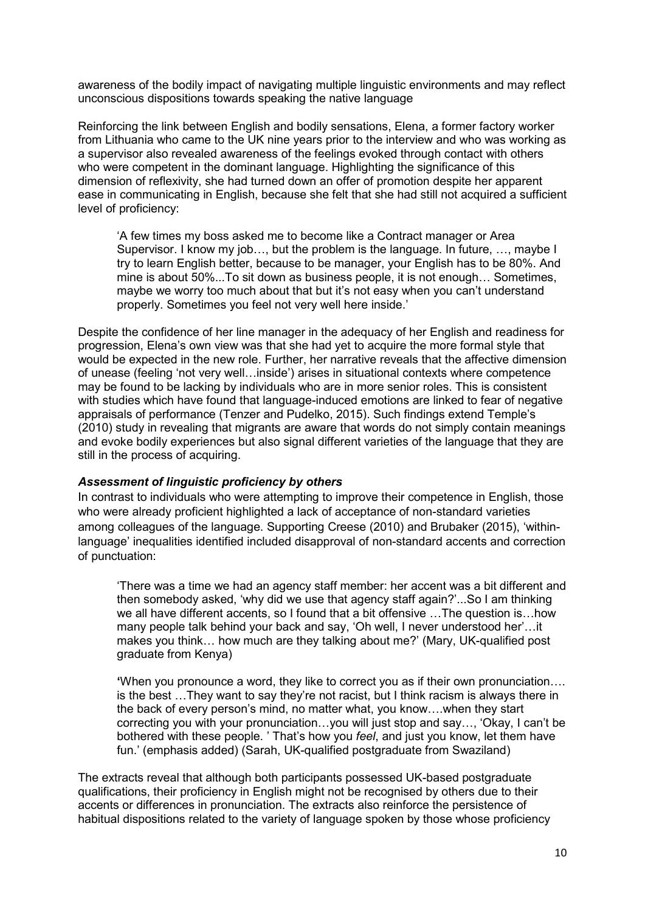awareness of the bodily impact of navigating multiple linguistic environments and may reflect unconscious dispositions towards speaking the native language

Reinforcing the link between English and bodily sensations, Elena, a former factory worker from Lithuania who came to the UK nine years prior to the interview and who was working as a supervisor also revealed awareness of the feelings evoked through contact with others who were competent in the dominant language. Highlighting the significance of this dimension of reflexivity, she had turned down an offer of promotion despite her apparent ease in communicating in English, because she felt that she had still not acquired a sufficient level of proficiency:

> 'A few times my boss asked me to become like a Contract manager or Area Supervisor. I know my job…, but the problem is the language. In future, …, maybe I try to learn English better, because to be manager, your English has to be 80%. And mine is about 50%...To sit down as business people, it is not enough… Sometimes, maybe we worry too much about that but it's not easy when you can't understand properly. Sometimes you feel not very well here inside.'

Despite the confidence of her line manager in the adequacy of her English and readiness for progression, Elena's own view was that she had yet to acquire the more formal style that would be expected in the new role. Further, her narrative reveals that the affective dimension of unease (feeling 'not very well…inside') arises in situational contexts where competence may be found to be lacking by individuals who are in more senior roles. This is consistent with studies which have found that language-induced emotions are linked to fear of negative appraisals of performance (Tenzer and Pudelko, 2015). Such findings extend Temple's (2010) study in revealing that migrants are aware that words do not simply contain meanings and evoke bodily experiences but also signal different varieties of the language that they are still in the process of acquiring.

***Assessment of linguistic proficiency by others***

In contrast to individuals who were attempting to improve their competence in English, those who were already proficient highlighted a lack of acceptance of non-standard varieties among colleagues of the language. Supporting Creese (2010) and Brubaker (2015), 'within-language' inequalities identified included disapproval of non-standard accents and correction of punctuation:

> 'There was a time we had an agency staff member: her accent was a bit different and then somebody asked, 'why did we use that agency staff again?'...So I am thinking we all have different accents, so I found that a bit offensive …The question is…how many people talk behind your back and say, 'Oh well, I never understood her'…it makes you think… how much are they talking about me?' (Mary, UK-qualified post graduate from Kenya)

> 'When you pronounce a word, they like to correct you as if their own pronunciation…. is the best …They want to say they're not racist, but I think racism is always there in the back of every person's mind, no matter what, you know….when they start correcting you with your pronunciation…you will just stop and say…, 'Okay, I can't be bothered with these people. ' That's how you *feel*, and just you know, let them have fun.' (emphasis added) (Sarah, UK-qualified postgraduate from Swaziland)

The extracts reveal that although both participants possessed UK-based postgraduate qualifications, their proficiency in English might not be recognised by others due to their accents or differences in pronunciation. The extracts also reinforce the persistence of habitual dispositions related to the variety of language spoken by those whose proficiency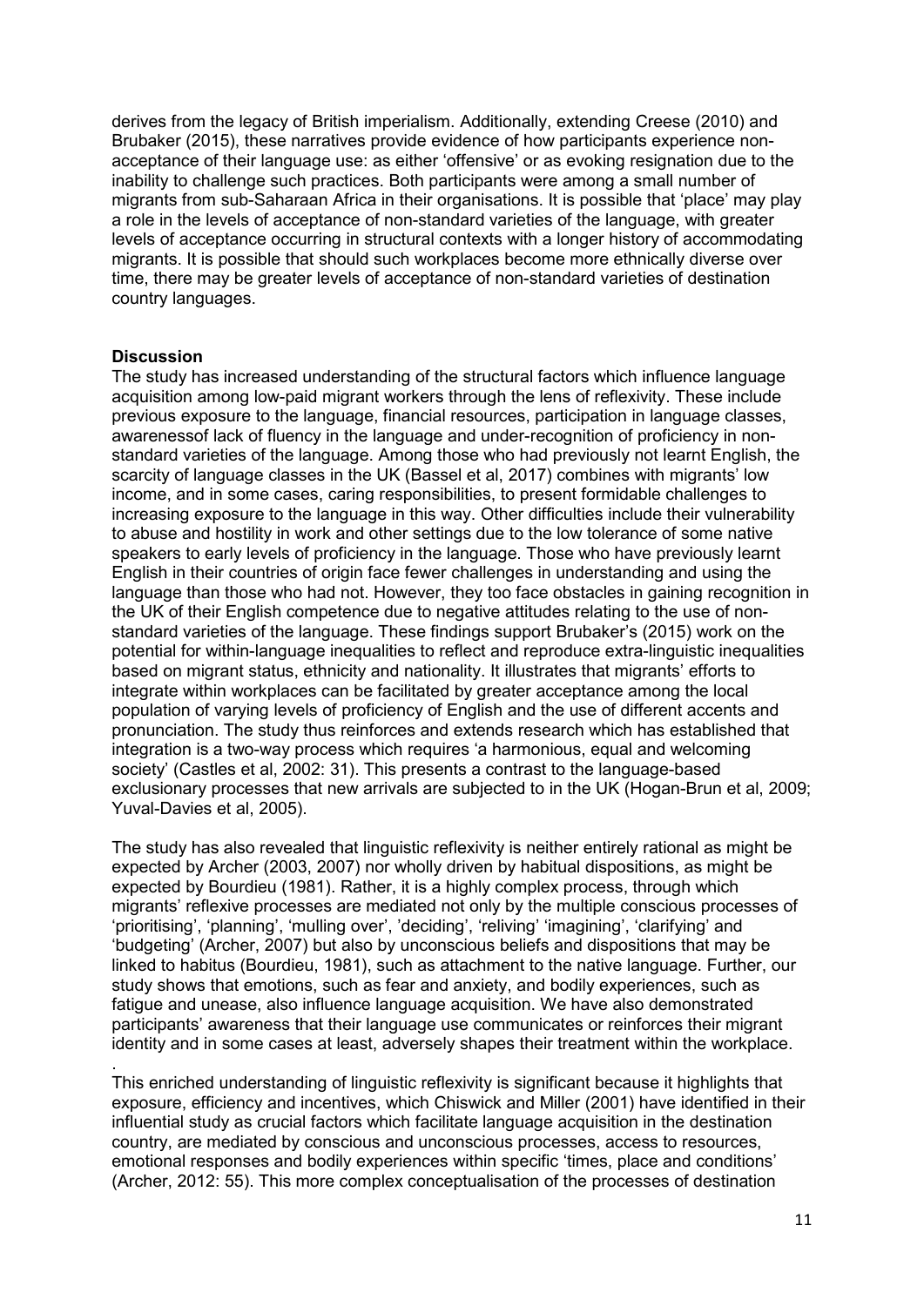derives from the legacy of British imperialism. Additionally, extending Creese (2010) and Brubaker (2015), these narratives provide evidence of how participants experience non-acceptance of their language use: as either 'offensive' or as evoking resignation due to the inability to challenge such practices. Both participants were among a small number of migrants from sub-Saharaan Africa in their organisations. It is possible that 'place' may play a role in the levels of acceptance of non-standard varieties of the language, with greater levels of acceptance occurring in structural contexts with a longer history of accommodating migrants. It is possible that should such workplaces become more ethnically diverse over time, there may be greater levels of acceptance of non-standard varieties of destination country languages.

**Discussion**

The study has increased understanding of the structural factors which influence language acquisition among low-paid migrant workers through the lens of reflexivity. These include previous exposure to the language, financial resources, participation in language classes, awarenessof lack of fluency in the language and under-recognition of proficiency in non-standard varieties of the language. Among those who had previously not learnt English, the scarcity of language classes in the UK (Bassel et al, 2017) combines with migrants' low income, and in some cases, caring responsibilities, to present formidable challenges to increasing exposure to the language in this way. Other difficulties include their vulnerability to abuse and hostility in work and other settings due to the low tolerance of some native speakers to early levels of proficiency in the language. Those who have previously learnt English in their countries of origin face fewer challenges in understanding and using the language than those who had not. However, they too face obstacles in gaining recognition in the UK of their English competence due to negative attitudes relating to the use of non-standard varieties of the language. These findings support Brubaker's (2015) work on the potential for within-language inequalities to reflect and reproduce extra-linguistic inequalities based on migrant status, ethnicity and nationality. It illustrates that migrants' efforts to integrate within workplaces can be facilitated by greater acceptance among the local population of varying levels of proficiency of English and the use of different accents and pronunciation. The study thus reinforces and extends research which has established that integration is a two-way process which requires 'a harmonious, equal and welcoming society' (Castles et al, 2002: 31). This presents a contrast to the language-based exclusionary processes that new arrivals are subjected to in the UK (Hogan-Brun et al, 2009; Yuval-Davies et al, 2005).

The study has also revealed that linguistic reflexivity is neither entirely rational as might be expected by Archer (2003, 2007) nor wholly driven by habitual dispositions, as might be expected by Bourdieu (1981). Rather, it is a highly complex process, through which migrants' reflexive processes are mediated not only by the multiple conscious processes of 'prioritising', 'planning', 'mulling over', 'deciding', 'reliving' 'imagining', 'clarifying' and 'budgeting' (Archer, 2007) but also by unconscious beliefs and dispositions that may be linked to habitus (Bourdieu, 1981), such as attachment to the native language. Further, our study shows that emotions, such as fear and anxiety, and bodily experiences, such as fatigue and unease, also influence language acquisition. We have also demonstrated participants' awareness that their language use communicates or reinforces their migrant identity and in some cases at least, adversely shapes their treatment within the workplace.

.

This enriched understanding of linguistic reflexivity is significant because it highlights that exposure, efficiency and incentives, which Chiswick and Miller (2001) have identified in their influential study as crucial factors which facilitate language acquisition in the destination country, are mediated by conscious and unconscious processes, access to resources, emotional responses and bodily experiences within specific 'times, place and conditions' (Archer, 2012: 55). This more complex conceptualisation of the processes of destination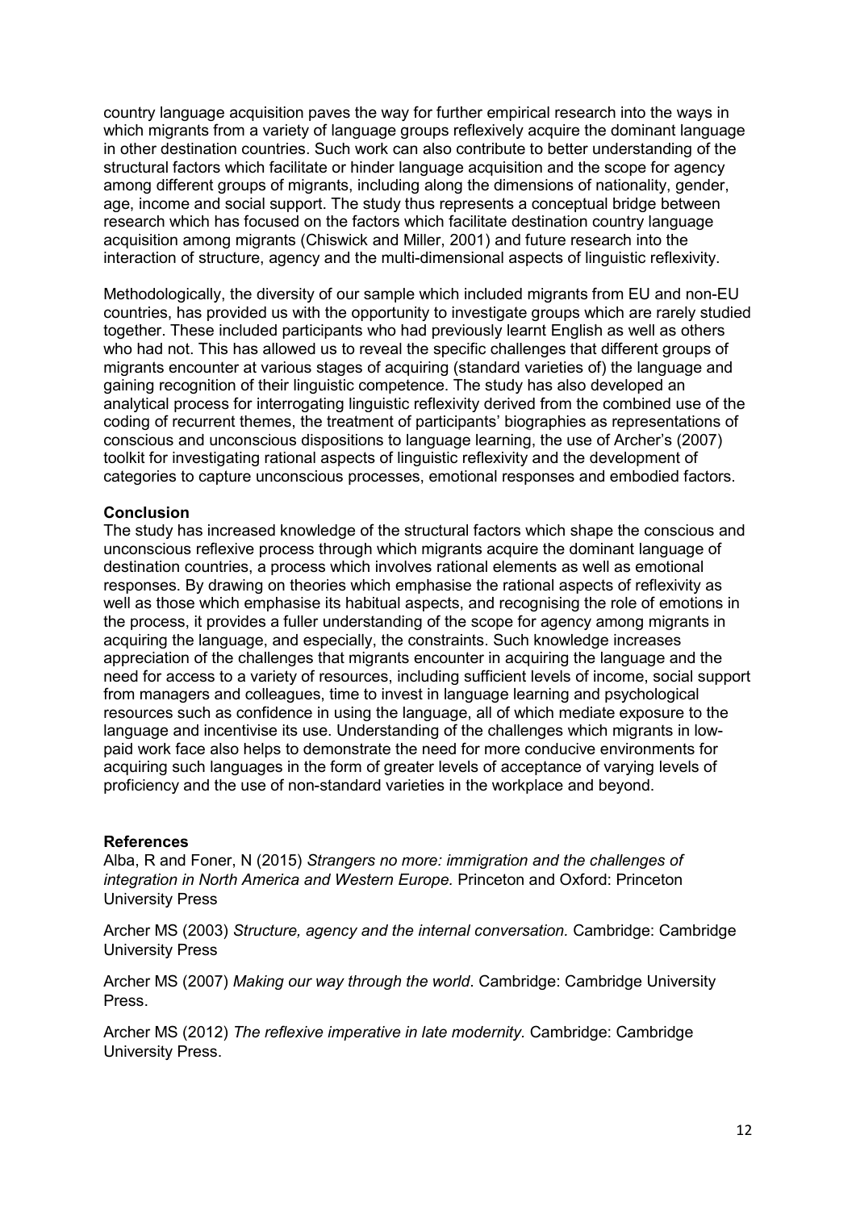country language acquisition paves the way for further empirical research into the ways in which migrants from a variety of language groups reflexively acquire the dominant language in other destination countries. Such work can also contribute to better understanding of the structural factors which facilitate or hinder language acquisition and the scope for agency among different groups of migrants, including along the dimensions of nationality, gender, age, income and social support. The study thus represents a conceptual bridge between research which has focused on the factors which facilitate destination country language acquisition among migrants (Chiswick and Miller, 2001) and future research into the interaction of structure, agency and the multi-dimensional aspects of linguistic reflexivity.

Methodologically, the diversity of our sample which included migrants from EU and non-EU countries, has provided us with the opportunity to investigate groups which are rarely studied together. These included participants who had previously learnt English as well as others who had not. This has allowed us to reveal the specific challenges that different groups of migrants encounter at various stages of acquiring (standard varieties of) the language and gaining recognition of their linguistic competence. The study has also developed an analytical process for interrogating linguistic reflexivity derived from the combined use of the coding of recurrent themes, the treatment of participants' biographies as representations of conscious and unconscious dispositions to language learning, the use of Archer's (2007) toolkit for investigating rational aspects of linguistic reflexivity and the development of categories to capture unconscious processes, emotional responses and embodied factors.

**Conclusion**

The study has increased knowledge of the structural factors which shape the conscious and unconscious reflexive process through which migrants acquire the dominant language of destination countries, a process which involves rational elements as well as emotional responses. By drawing on theories which emphasise the rational aspects of reflexivity as well as those which emphasise its habitual aspects, and recognising the role of emotions in the process, it provides a fuller understanding of the scope for agency among migrants in acquiring the language, and especially, the constraints. Such knowledge increases appreciation of the challenges that migrants encounter in acquiring the language and the need for access to a variety of resources, including sufficient levels of income, social support from managers and colleagues, time to invest in language learning and psychological resources such as confidence in using the language, all of which mediate exposure to the language and incentivise its use. Understanding of the challenges which migrants in low-paid work face also helps to demonstrate the need for more conducive environments for acquiring such languages in the form of greater levels of acceptance of varying levels of proficiency and the use of non-standard varieties in the workplace and beyond.

**References**

Alba, R and Foner, N (2015) *Strangers no more: immigration and the challenges of integration in North America and Western Europe.* Princeton and Oxford: Princeton University Press

Archer MS (2003) *Structure, agency and the internal conversation.* Cambridge: Cambridge University Press

Archer MS (2007) *Making our way through the world*. Cambridge: Cambridge University Press.

Archer MS (2012) *The reflexive imperative in late modernity.* Cambridge: Cambridge University Press.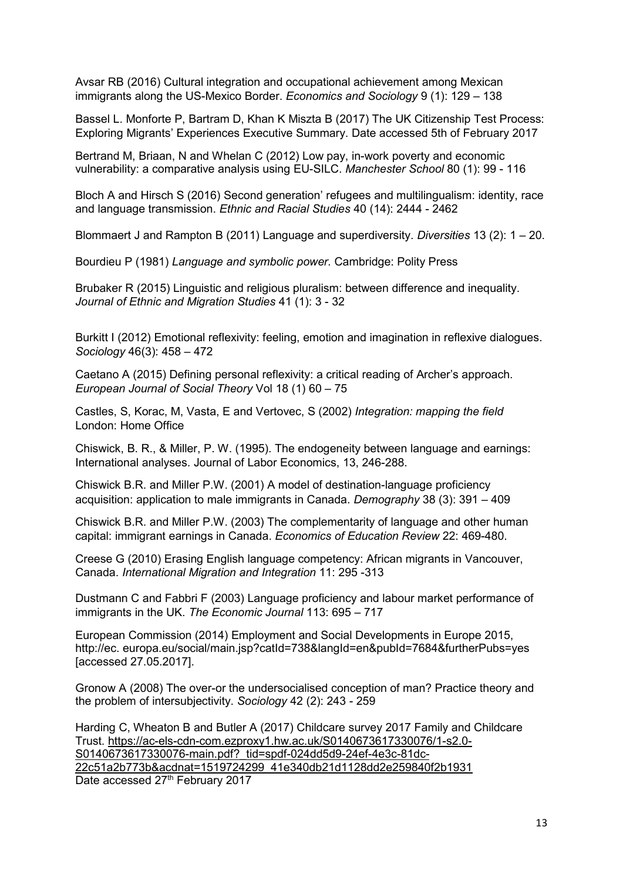Avsar RB (2016) Cultural integration and occupational achievement among Mexican immigrants along the US-Mexico Border. *Economics and Sociology* 9 (1): 129 – 138

Bassel L. Monforte P, Bartram D, Khan K Miszta B (2017) The UK Citizenship Test Process: Exploring Migrants' Experiences Executive Summary. Date accessed 5th of February 2017

Bertrand M, Briaan, N and Whelan C (2012) Low pay, in-work poverty and economic vulnerability: a comparative analysis using EU-SILC. *Manchester School* 80 (1): 99 - 116

Bloch A and Hirsch S (2016) Second generation' refugees and multilingualism: identity, race and language transmission. *Ethnic and Racial Studies* 40 (14): 2444 - 2462

Blommaert J and Rampton B (2011) Language and superdiversity. *Diversities* 13 (2): 1 – 20.

Bourdieu P (1981) *Language and symbolic power.* Cambridge: Polity Press

Brubaker R (2015) Linguistic and religious pluralism: between difference and inequality. *Journal of Ethnic and Migration Studies* 41 (1): 3 - 32

Burkitt I (2012) Emotional reflexivity: feeling, emotion and imagination in reflexive dialogues. *Sociology* 46(3): 458 – 472

Caetano A (2015) Defining personal reflexivity: a critical reading of Archer's approach. *European Journal of Social Theory* Vol 18 (1) 60 – 75

Castles, S, Korac, M, Vasta, E and Vertovec, S (2002) *Integration: mapping the field* London: Home Office

Chiswick, B. R., & Miller, P. W. (1995). The endogeneity between language and earnings: International analyses. Journal of Labor Economics, 13, 246-288.

Chiswick B.R. and Miller P.W. (2001) A model of destination-language proficiency acquisition: application to male immigrants in Canada. *Demography* 38 (3): 391 – 409

Chiswick B.R. and Miller P.W. (2003) The complementarity of language and other human capital: immigrant earnings in Canada. *Economics of Education Review* 22: 469-480.

Creese G (2010) Erasing English language competency: African migrants in Vancouver, Canada. *International Migration and Integration* 11: 295 -313

Dustmann C and Fabbri F (2003) Language proficiency and labour market performance of immigrants in the UK. *The Economic Journal* 113: 695 – 717

European Commission (2014) Employment and Social Developments in Europe 2015, http://ec. europa.eu/social/main.jsp?catId=738&langId=en&pubId=7684&furtherPubs=yes [accessed 27.05.2017].

Gronow A (2008) The over-or the undersocialised conception of man? Practice theory and the problem of intersubjectivity. *Sociology* 42 (2): 243 - 259

Harding C, Wheaton B and Butler A (2017) Childcare survey 2017 Family and Childcare Trust. https://ac-els-cdn-com.ezproxy1.hw.ac.uk/S0140673617330076/1-s2.0-S0140673617330076-main.pdf?_tid=spdf-024dd5d9-24ef-4e3c-81dc-22c51a2b773b&acdnat=1519724299_41e340db21d1128dd2e259840f2b1931 Date accessed 27th February 2017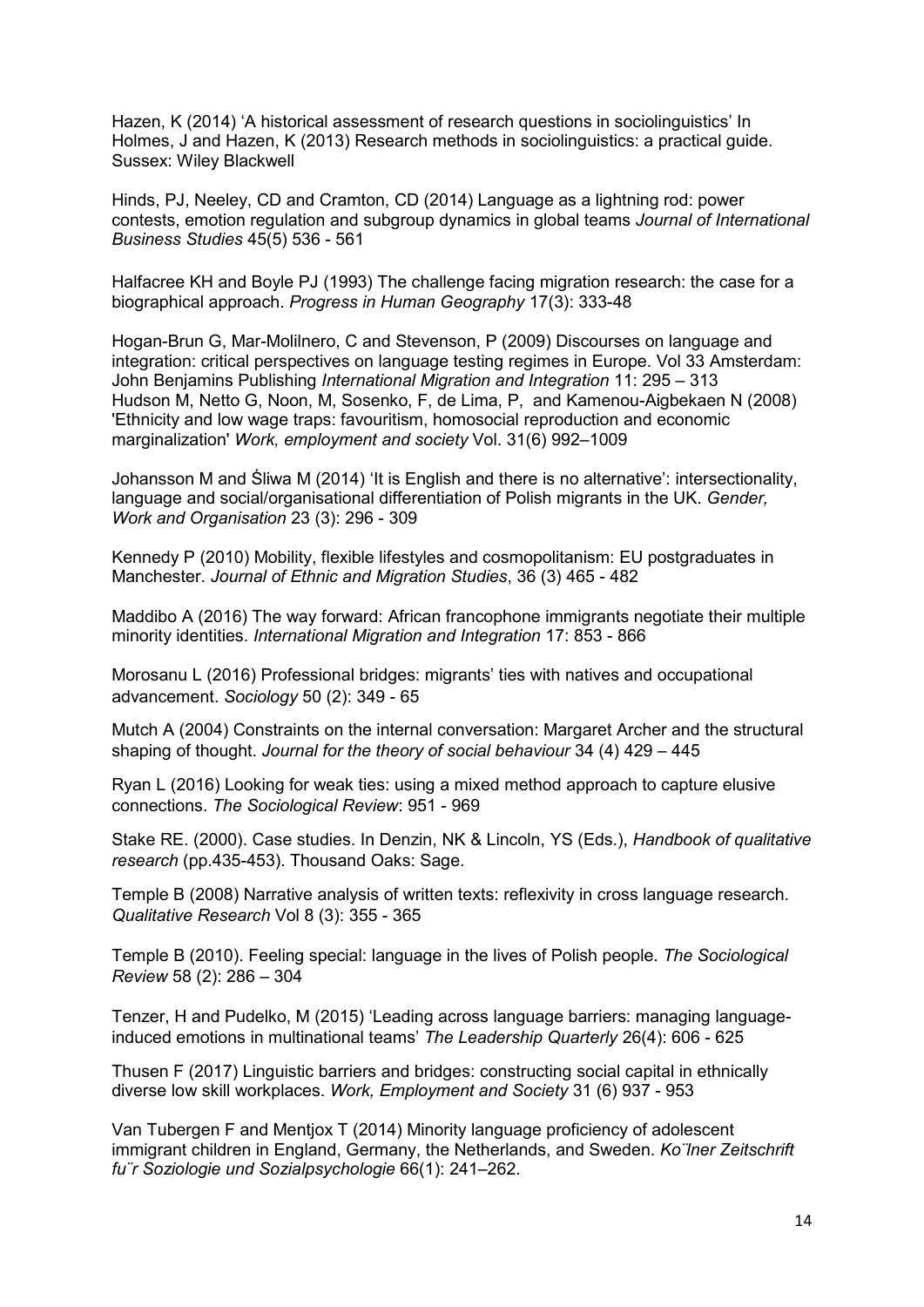Hazen, K (2014) 'A historical assessment of research questions in sociolinguistics' In Holmes, J and Hazen, K (2013) Research methods in sociolinguistics: a practical guide. Sussex: Wiley Blackwell

Hinds, PJ, Neeley, CD and Cramton, CD (2014) Language as a lightning rod: power contests, emotion regulation and subgroup dynamics in global teams *Journal of International Business Studies* 45(5) 536 - 561

Halfacree KH and Boyle PJ (1993) The challenge facing migration research: the case for a biographical approach. *Progress in Human Geography* 17(3): 333-48

Hogan-Brun G, Mar-Molilnero, C and Stevenson, P (2009) Discourses on language and integration: critical perspectives on language testing regimes in Europe. Vol 33 Amsterdam: John Benjamins Publishing *International Migration and Integration* 11: 295 – 313
Hudson M, Netto G, Noon, M, Sosenko, F, de Lima, P, and Kamenou-Aigbekaen N (2008) 'Ethnicity and low wage traps: favouritism, homosocial reproduction and economic marginalization' *Work, employment and society* Vol. 31(6) 992–1009

Johansson M and Śliwa M (2014) 'It is English and there is no alternative': intersectionality, language and social/organisational differentiation of Polish migrants in the UK. *Gender, Work and Organisation* 23 (3): 296 - 309

Kennedy P (2010) Mobility, flexible lifestyles and cosmopolitanism: EU postgraduates in Manchester. *Journal of Ethnic and Migration Studies*, 36 (3) 465 - 482

Maddibo A (2016) The way forward: African francophone immigrants negotiate their multiple minority identities. *International Migration and Integration* 17: 853 - 866

Morosanu L (2016) Professional bridges: migrants' ties with natives and occupational advancement. *Sociology* 50 (2): 349 - 65

Mutch A (2004) Constraints on the internal conversation: Margaret Archer and the structural shaping of thought. *Journal for the theory of social behaviour* 34 (4) 429 – 445

Ryan L (2016) Looking for weak ties: using a mixed method approach to capture elusive connections. *The Sociological Review*: 951 - 969

Stake RE. (2000). Case studies. In Denzin, NK & Lincoln, YS (Eds.), *Handbook of qualitative research* (pp.435-453). Thousand Oaks: Sage.

Temple B (2008) Narrative analysis of written texts: reflexivity in cross language research. *Qualitative Research* Vol 8 (3): 355 - 365

Temple B (2010). Feeling special: language in the lives of Polish people. *The Sociological Review* 58 (2): 286 – 304

Tenzer, H and Pudelko, M (2015) 'Leading across language barriers: managing language-induced emotions in multinational teams' *The Leadership Quarterly* 26(4): 606 - 625

Thusen F (2017) Linguistic barriers and bridges: constructing social capital in ethnically diverse low skill workplaces. *Work, Employment and Society* 31 (6) 937 - 953

Van Tubergen F and Mentjox T (2014) Minority language proficiency of adolescent immigrant children in England, Germany, the Netherlands, and Sweden. *Ko¨lner Zeitschrift fu¨r Soziologie und Sozialpsychologie* 66(1): 241–262.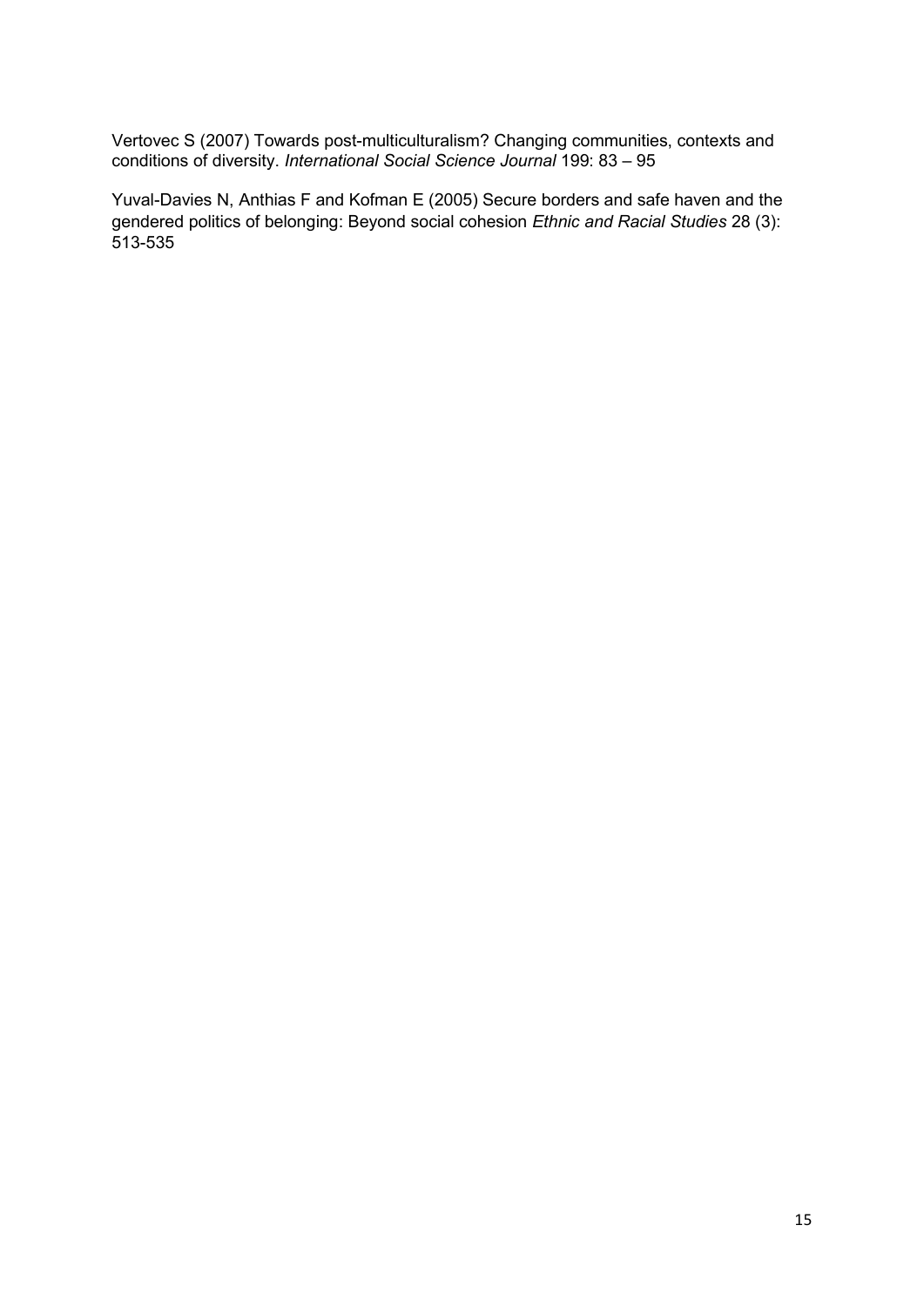Vertovec S (2007) Towards post-multiculturalism? Changing communities, contexts and conditions of diversity. *International Social Science Journal* 199: 83 – 95

Yuval-Davies N, Anthias F and Kofman E (2005) Secure borders and safe haven and the gendered politics of belonging: Beyond social cohesion *Ethnic and Racial Studies* 28 (3): 513-535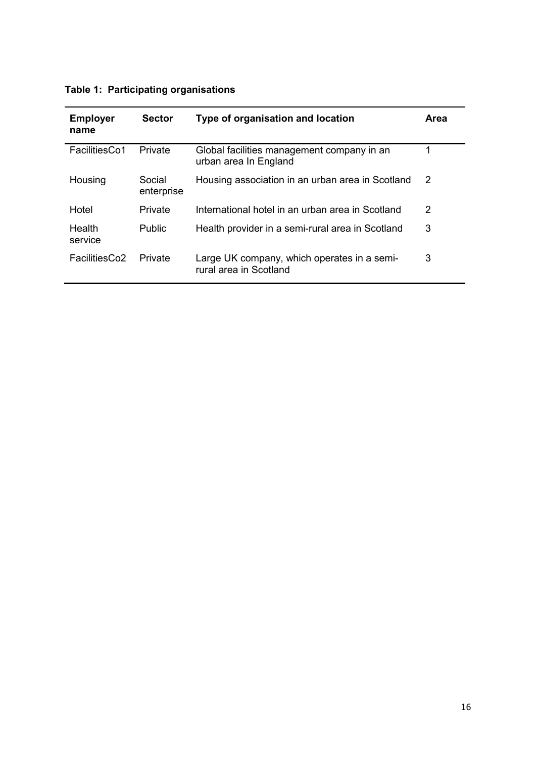**Table 1: Participating organisations**

| Employer name | Sector | Type of organisation and location | Area |
|---|---|---|---|
| FacilitiesCo1 | Private | Global facilities management company in an urban area In England | 1 |
| Housing | Social enterprise | Housing association in an urban area in Scotland | 2 |
| Hotel | Private | International hotel in an urban area in Scotland | 2 |
| Health service | Public | Health provider in a semi-rural area in Scotland | 3 |
| FacilitiesCo2 | Private | Large UK company, which operates in a semi-rural area in Scotland | 3 |